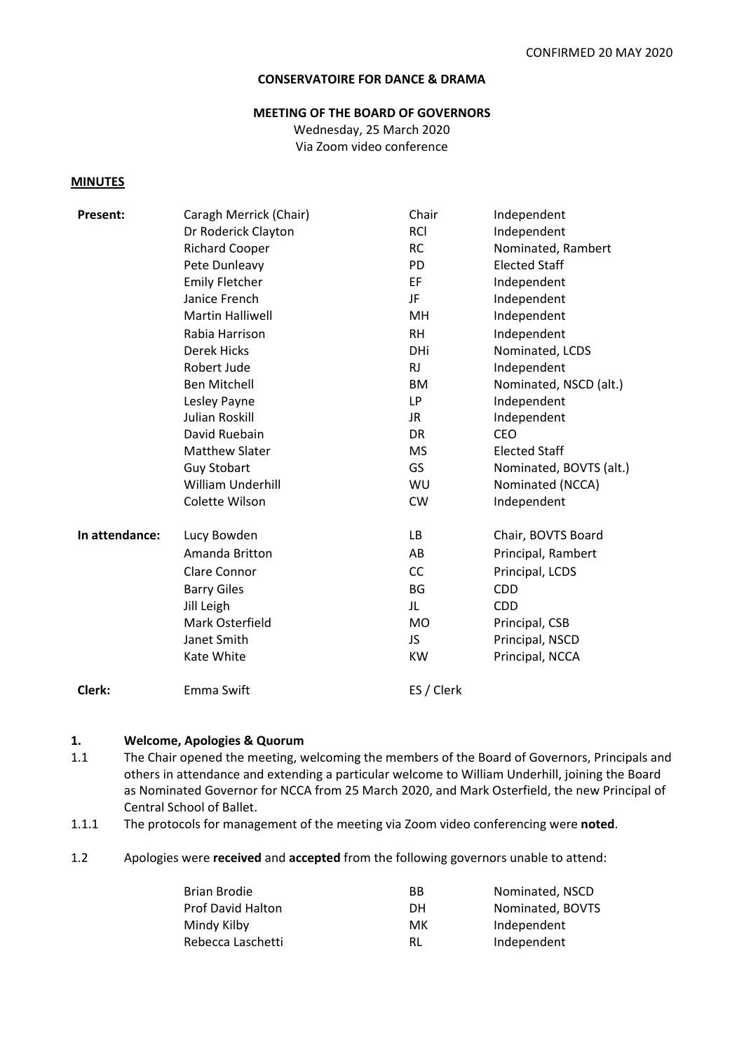CONFIRMED 20 MAY 2020

**CONSERVATOIRE FOR DANCE & DRAMA**

**MEETING OF THE BOARD OF GOVERNORS**

Wednesday, 25 March 2020

Via Zoom video conference

**MINUTES**

| | | | |
|---|---|---|---|
| **Present:** | Caragh Merrick (Chair) | Chair | Independent |
| | Dr Roderick Clayton | RCl | Independent |
| | Richard Cooper | RC | Nominated, Rambert |
| | Pete Dunleavy | PD | Elected Staff |
| | Emily Fletcher | EF | Independent |
| | Janice French | JF | Independent |
| | Martin Halliwell | MH | Independent |
| | Rabia Harrison | RH | Independent |
| | Derek Hicks | DHi | Nominated, LCDS |
| | Robert Jude | RJ | Independent |
| | Ben Mitchell | BM | Nominated, NSCD (alt.) |
| | Lesley Payne | LP | Independent |
| | Julian Roskill | JR | Independent |
| | David Ruebain | DR | CEO |
| | Matthew Slater | MS | Elected Staff |
| | Guy Stobart | GS | Nominated, BOVTS (alt.) |
| | William Underhill | WU | Nominated (NCCA) |
| | Colette Wilson | CW | Independent |
| **In attendance:** | Lucy Bowden | LB | Chair, BOVTS Board |
| | Amanda Britton | AB | Principal, Rambert |
| | Clare Connor | CC | Principal, LCDS |
| | Barry Giles | BG | CDD |
| | Jill Leigh | JL | CDD |
| | Mark Osterfield | MO | Principal, CSB |
| | Janet Smith | JS | Principal, NSCD |
| | Kate White | KW | Principal, NCCA |
| **Clerk:** | Emma Swift | ES / Clerk | |

## 1. Welcome, Apologies & Quorum

1.1 The Chair opened the meeting, welcoming the members of the Board of Governors, Principals and others in attendance and extending a particular welcome to William Underhill, joining the Board as Nominated Governor for NCCA from 25 March 2020, and Mark Osterfield, the new Principal of Central School of Ballet.

1.1.1 The protocols for management of the meeting via Zoom video conferencing were **noted**.

1.2 Apologies were **received** and **accepted** from the following governors unable to attend:

| | | |
|---|---|---|
| Brian Brodie | BB | Nominated, NSCD |
| Prof David Halton | DH | Nominated, BOVTS |
| Mindy Kilby | MK | Independent |
| Rebecca Laschetti | RL | Independent |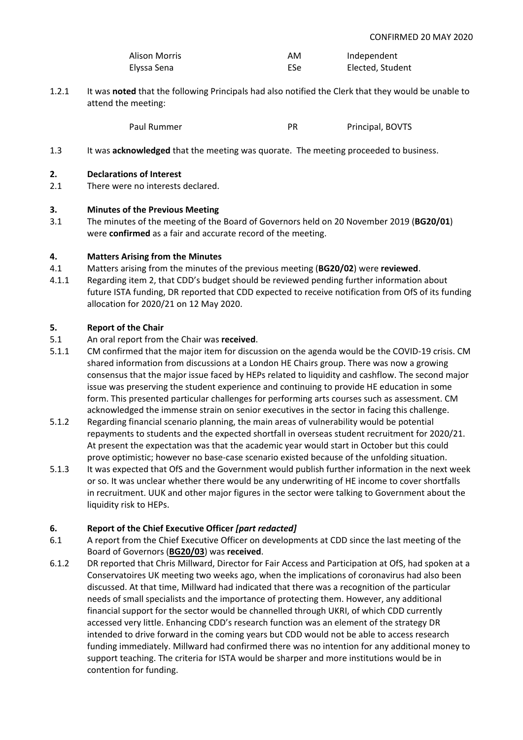CONFIRMED 20 MAY 2020

| | | |
|---|---|---|
| Alison Morris | AM | Independent |
| Elyssa Sena | ESe | Elected, Student |

1.2.1 It was **noted** that the following Principals had also notified the Clerk that they would be unable to attend the meeting:

| | | |
|---|---|---|
| Paul Rummer | PR | Principal, BOVTS |

1.3 It was **acknowledged** that the meeting was quorate. The meeting proceeded to business.

## 2. Declarations of Interest

2.1 There were no interests declared.

## 3. Minutes of the Previous Meeting

3.1 The minutes of the meeting of the Board of Governors held on 20 November 2019 (**BG20/01**) were **confirmed** as a fair and accurate record of the meeting.

## 4. Matters Arising from the Minutes

4.1 Matters arising from the minutes of the previous meeting (**BG20/02**) were **reviewed**.

4.1.1 Regarding item 2, that CDD's budget should be reviewed pending further information about future ISTA funding, DR reported that CDD expected to receive notification from OfS of its funding allocation for 2020/21 on 12 May 2020.

## 5. Report of the Chair

5.1 An oral report from the Chair was **received**.

5.1.1 CM confirmed that the major item for discussion on the agenda would be the COVID-19 crisis. CM shared information from discussions at a London HE Chairs group. There was now a growing consensus that the major issue faced by HEPs related to liquidity and cashflow. The second major issue was preserving the student experience and continuing to provide HE education in some form. This presented particular challenges for performing arts courses such as assessment. CM acknowledged the immense strain on senior executives in the sector in facing this challenge.

5.1.2 Regarding financial scenario planning, the main areas of vulnerability would be potential repayments to students and the expected shortfall in overseas student recruitment for 2020/21. At present the expectation was that the academic year would start in October but this could prove optimistic; however no base-case scenario existed because of the unfolding situation.

5.1.3 It was expected that OfS and the Government would publish further information in the next week or so. It was unclear whether there would be any underwriting of HE income to cover shortfalls in recruitment. UUK and other major figures in the sector were talking to Government about the liquidity risk to HEPs.

## 6. Report of the Chief Executive Officer *[part redacted]*

6.1 A report from the Chief Executive Officer on developments at CDD since the last meeting of the Board of Governors (**BG20/03**) was **received**.

6.1.2 DR reported that Chris Millward, Director for Fair Access and Participation at OfS, had spoken at a Conservatoires UK meeting two weeks ago, when the implications of coronavirus had also been discussed. At that time, Millward had indicated that there was a recognition of the particular needs of small specialists and the importance of protecting them. However, any additional financial support for the sector would be channelled through UKRI, of which CDD currently accessed very little. Enhancing CDD's research function was an element of the strategy DR intended to drive forward in the coming years but CDD would not be able to access research funding immediately. Millward had confirmed there was no intention for any additional money to support teaching. The criteria for ISTA would be sharper and more institutions would be in contention for funding.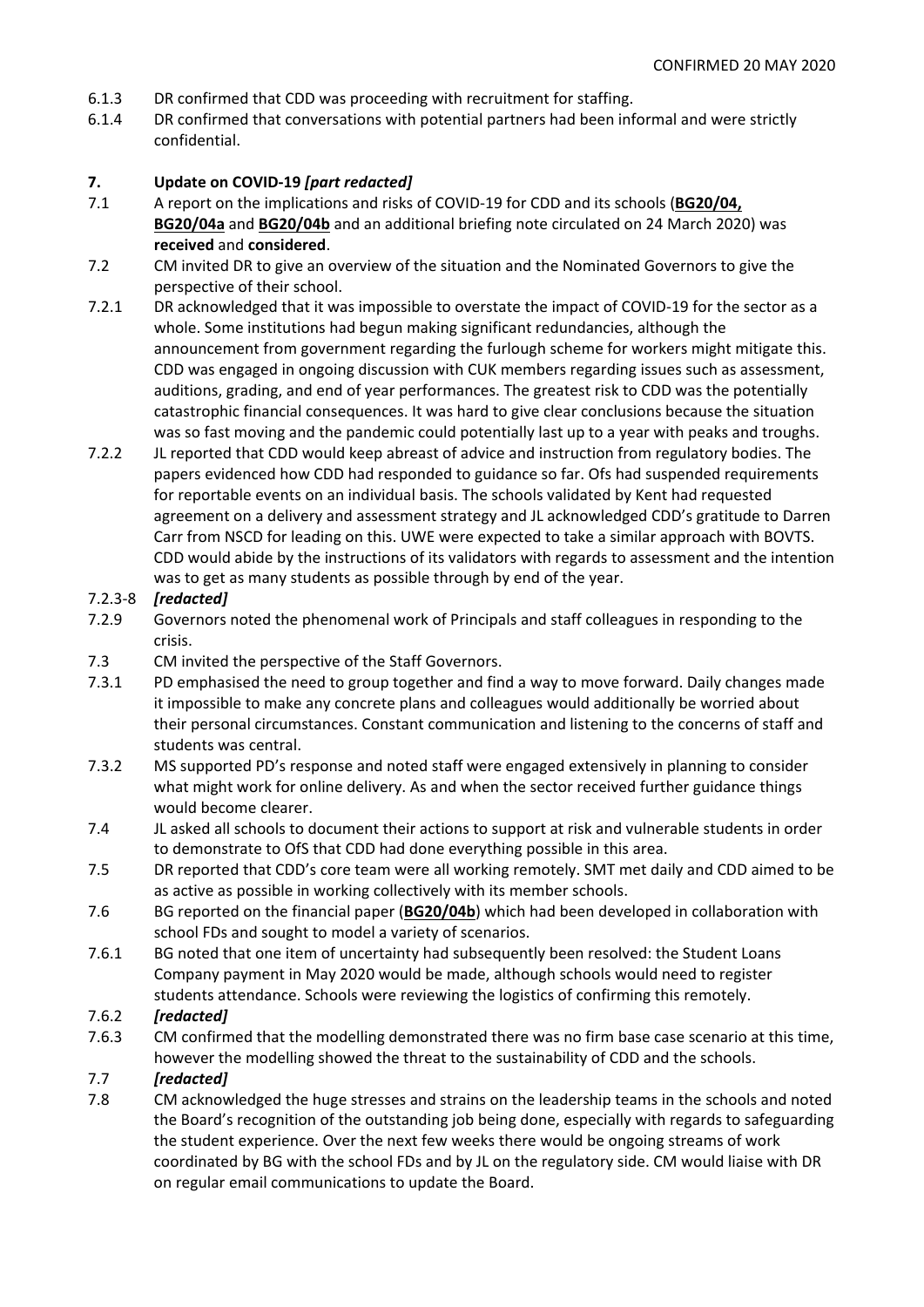6.1.3 DR confirmed that CDD was proceeding with recruitment for staffing.

6.1.4 DR confirmed that conversations with potential partners had been informal and were strictly confidential.

## 7. Update on COVID-19 *[part redacted]*

7.1 A report on the implications and risks of COVID-19 for CDD and its schools (**BG20/04, BG20/04a** and **BG20/04b** and an additional briefing note circulated on 24 March 2020) was **received** and **considered**.

7.2 CM invited DR to give an overview of the situation and the Nominated Governors to give the perspective of their school.

7.2.1 DR acknowledged that it was impossible to overstate the impact of COVID-19 for the sector as a whole. Some institutions had begun making significant redundancies, although the announcement from government regarding the furlough scheme for workers might mitigate this. CDD was engaged in ongoing discussion with CUK members regarding issues such as assessment, auditions, grading, and end of year performances. The greatest risk to CDD was the potentially catastrophic financial consequences. It was hard to give clear conclusions because the situation was so fast moving and the pandemic could potentially last up to a year with peaks and troughs.

7.2.2 JL reported that CDD would keep abreast of advice and instruction from regulatory bodies. The papers evidenced how CDD had responded to guidance so far. Ofs had suspended requirements for reportable events on an individual basis. The schools validated by Kent had requested agreement on a delivery and assessment strategy and JL acknowledged CDD's gratitude to Darren Carr from NSCD for leading on this. UWE were expected to take a similar approach with BOVTS. CDD would abide by the instructions of its validators with regards to assessment and the intention was to get as many students as possible through by end of the year.

7.2.3-8 ***[redacted]***

7.2.9 Governors noted the phenomenal work of Principals and staff colleagues in responding to the crisis.

7.3 CM invited the perspective of the Staff Governors.

7.3.1 PD emphasised the need to group together and find a way to move forward. Daily changes made it impossible to make any concrete plans and colleagues would additionally be worried about their personal circumstances. Constant communication and listening to the concerns of staff and students was central.

7.3.2 MS supported PD's response and noted staff were engaged extensively in planning to consider what might work for online delivery. As and when the sector received further guidance things would become clearer.

7.4 JL asked all schools to document their actions to support at risk and vulnerable students in order to demonstrate to OfS that CDD had done everything possible in this area.

7.5 DR reported that CDD's core team were all working remotely. SMT met daily and CDD aimed to be as active as possible in working collectively with its member schools.

7.6 BG reported on the financial paper (**BG20/04b**) which had been developed in collaboration with school FDs and sought to model a variety of scenarios.

7.6.1 BG noted that one item of uncertainty had subsequently been resolved: the Student Loans Company payment in May 2020 would be made, although schools would need to register students attendance. Schools were reviewing the logistics of confirming this remotely.

7.6.2 ***[redacted]***

7.6.3 CM confirmed that the modelling demonstrated there was no firm base case scenario at this time, however the modelling showed the threat to the sustainability of CDD and the schools.

7.7 ***[redacted]***

7.8 CM acknowledged the huge stresses and strains on the leadership teams in the schools and noted the Board's recognition of the outstanding job being done, especially with regards to safeguarding the student experience. Over the next few weeks there would be ongoing streams of work coordinated by BG with the school FDs and by JL on the regulatory side. CM would liaise with DR on regular email communications to update the Board.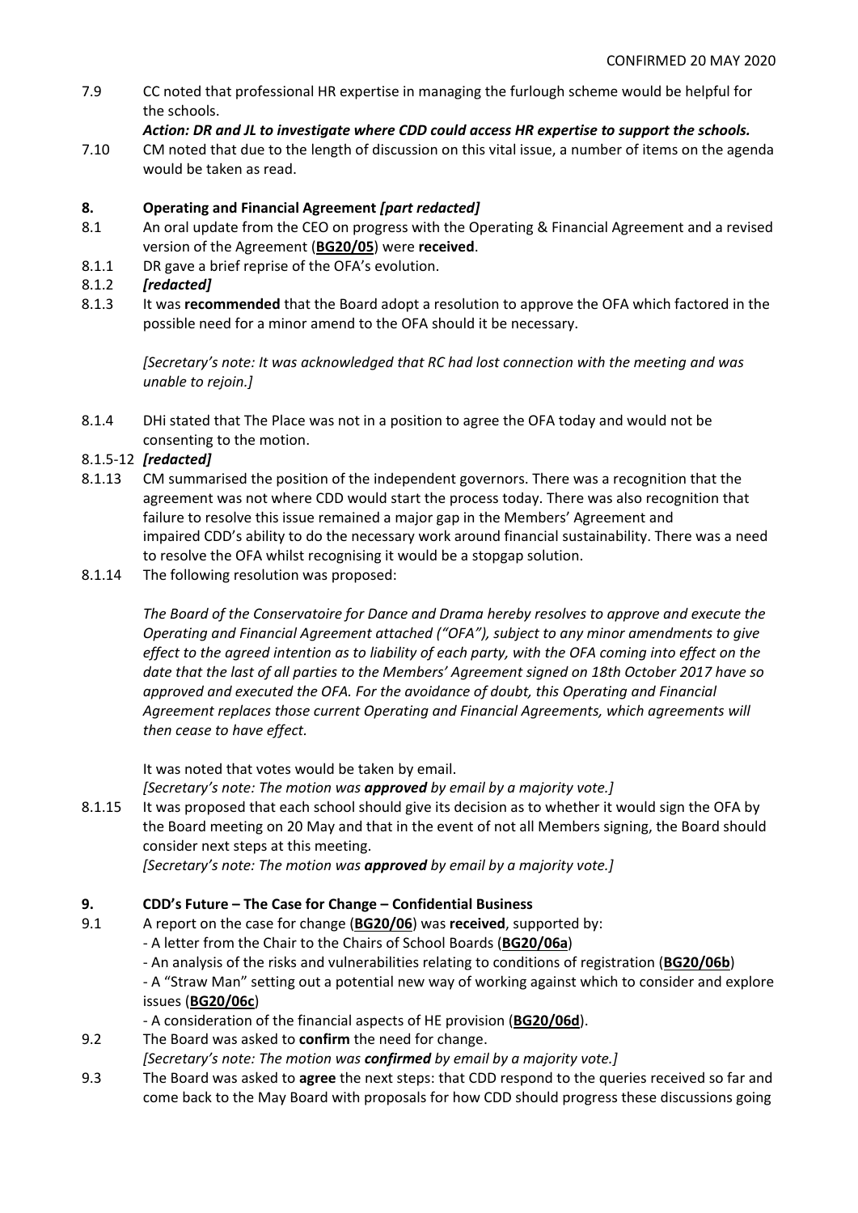7.9 CC noted that professional HR expertise in managing the furlough scheme would be helpful for the schools.

***Action: DR and JL to investigate where CDD could access HR expertise to support the schools.***

7.10 CM noted that due to the length of discussion on this vital issue, a number of items on the agenda would be taken as read.

## 8. Operating and Financial Agreement *[part redacted]*

8.1 An oral update from the CEO on progress with the Operating & Financial Agreement and a revised version of the Agreement (**BG20/05**) were **received**.

8.1.1 DR gave a brief reprise of the OFA's evolution.

8.1.2 ***[redacted]***

8.1.3 It was **recommended** that the Board adopt a resolution to approve the OFA which factored in the possible need for a minor amend to the OFA should it be necessary.

*[Secretary's note: It was acknowledged that RC had lost connection with the meeting and was unable to rejoin.]*

8.1.4 DHi stated that The Place was not in a position to agree the OFA today and would not be consenting to the motion.

8.1.5-12 ***[redacted]***

8.1.13 CM summarised the position of the independent governors. There was a recognition that the agreement was not where CDD would start the process today. There was also recognition that failure to resolve this issue remained a major gap in the Members' Agreement and impaired CDD's ability to do the necessary work around financial sustainability. There was a need to resolve the OFA whilst recognising it would be a stopgap solution.

8.1.14 The following resolution was proposed:

*The Board of the Conservatoire for Dance and Drama hereby resolves to approve and execute the Operating and Financial Agreement attached ("OFA"), subject to any minor amendments to give effect to the agreed intention as to liability of each party, with the OFA coming into effect on the date that the last of all parties to the Members' Agreement signed on 18th October 2017 have so approved and executed the OFA. For the avoidance of doubt, this Operating and Financial Agreement replaces those current Operating and Financial Agreements, which agreements will then cease to have effect.*

It was noted that votes would be taken by email.

*[Secretary's note: The motion was **approved** by email by a majority vote.]*

8.1.15 It was proposed that each school should give its decision as to whether it would sign the OFA by the Board meeting on 20 May and that in the event of not all Members signing, the Board should consider next steps at this meeting.

*[Secretary's note: The motion was **approved** by email by a majority vote.]*

## 9. CDD's Future – The Case for Change – Confidential Business

9.1 A report on the case for change (**BG20/06**) was **received**, supported by:
- A letter from the Chair to the Chairs of School Boards (**BG20/06a**)
- An analysis of the risks and vulnerabilities relating to conditions of registration (**BG20/06b**)
- A "Straw Man" setting out a potential new way of working against which to consider and explore issues (**BG20/06c**)
- A consideration of the financial aspects of HE provision (**BG20/06d**).

9.2 The Board was asked to **confirm** the need for change.

*[Secretary's note: The motion was **confirmed** by email by a majority vote.]*

9.3 The Board was asked to **agree** the next steps: that CDD respond to the queries received so far and come back to the May Board with proposals for how CDD should progress these discussions going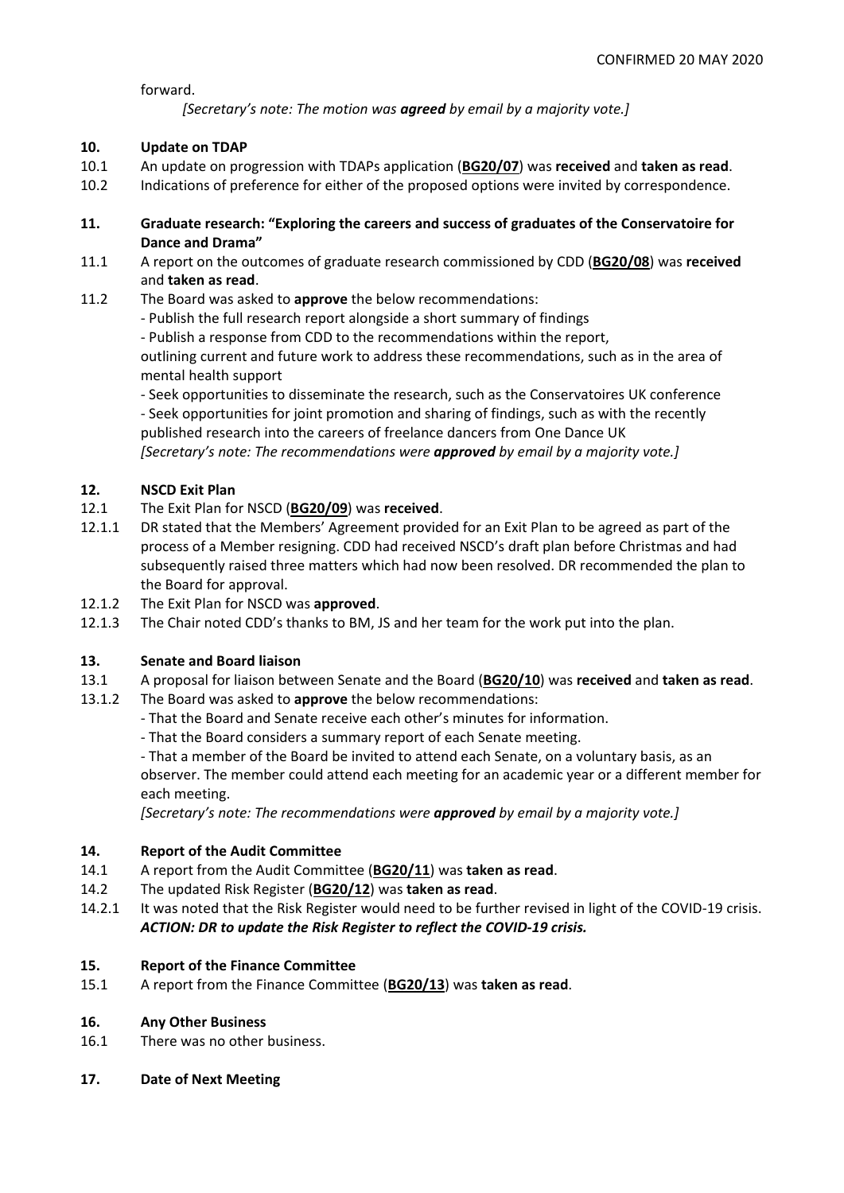forward.

*[Secretary's note: The motion was **agreed** by email by a majority vote.]*

**10. Update on TDAP**

10.1 An update on progression with TDAPs application (**BG20/07**) was **received** and **taken as read**.

10.2 Indications of preference for either of the proposed options were invited by correspondence.

**11. Graduate research: "Exploring the careers and success of graduates of the Conservatoire for Dance and Drama"**

11.1 A report on the outcomes of graduate research commissioned by CDD (**BG20/08**) was **received** and **taken as read**.

11.2 The Board was asked to **approve** the below recommendations:

- Publish the full research report alongside a short summary of findings
- Publish a response from CDD to the recommendations within the report, outlining current and future work to address these recommendations, such as in the area of mental health support
- Seek opportunities to disseminate the research, such as the Conservatoires UK conference
- Seek opportunities for joint promotion and sharing of findings, such as with the recently published research into the careers of freelance dancers from One Dance UK

*[Secretary's note: The recommendations were **approved** by email by a majority vote.]*

**12. NSCD Exit Plan**

12.1 The Exit Plan for NSCD (**BG20/09**) was **received**.

12.1.1 DR stated that the Members' Agreement provided for an Exit Plan to be agreed as part of the process of a Member resigning. CDD had received NSCD's draft plan before Christmas and had subsequently raised three matters which had now been resolved. DR recommended the plan to the Board for approval.

12.1.2 The Exit Plan for NSCD was **approved**.

12.1.3 The Chair noted CDD's thanks to BM, JS and her team for the work put into the plan.

**13. Senate and Board liaison**

13.1 A proposal for liaison between Senate and the Board (**BG20/10**) was **received** and **taken as read**.

13.1.2 The Board was asked to **approve** the below recommendations:

- That the Board and Senate receive each other's minutes for information.
- That the Board considers a summary report of each Senate meeting.
- That a member of the Board be invited to attend each Senate, on a voluntary basis, as an observer. The member could attend each meeting for an academic year or a different member for each meeting.

*[Secretary's note: The recommendations were **approved** by email by a majority vote.]*

**14. Report of the Audit Committee**

14.1 A report from the Audit Committee (**BG20/11**) was **taken as read**.

14.2 The updated Risk Register (**BG20/12**) was **taken as read**.

14.2.1 It was noted that the Risk Register would need to be further revised in light of the COVID-19 crisis.
***ACTION: DR to update the Risk Register to reflect the COVID-19 crisis.***

**15. Report of the Finance Committee**

15.1 A report from the Finance Committee (**BG20/13**) was **taken as read**.

**16. Any Other Business**

16.1 There was no other business.

**17. Date of Next Meeting**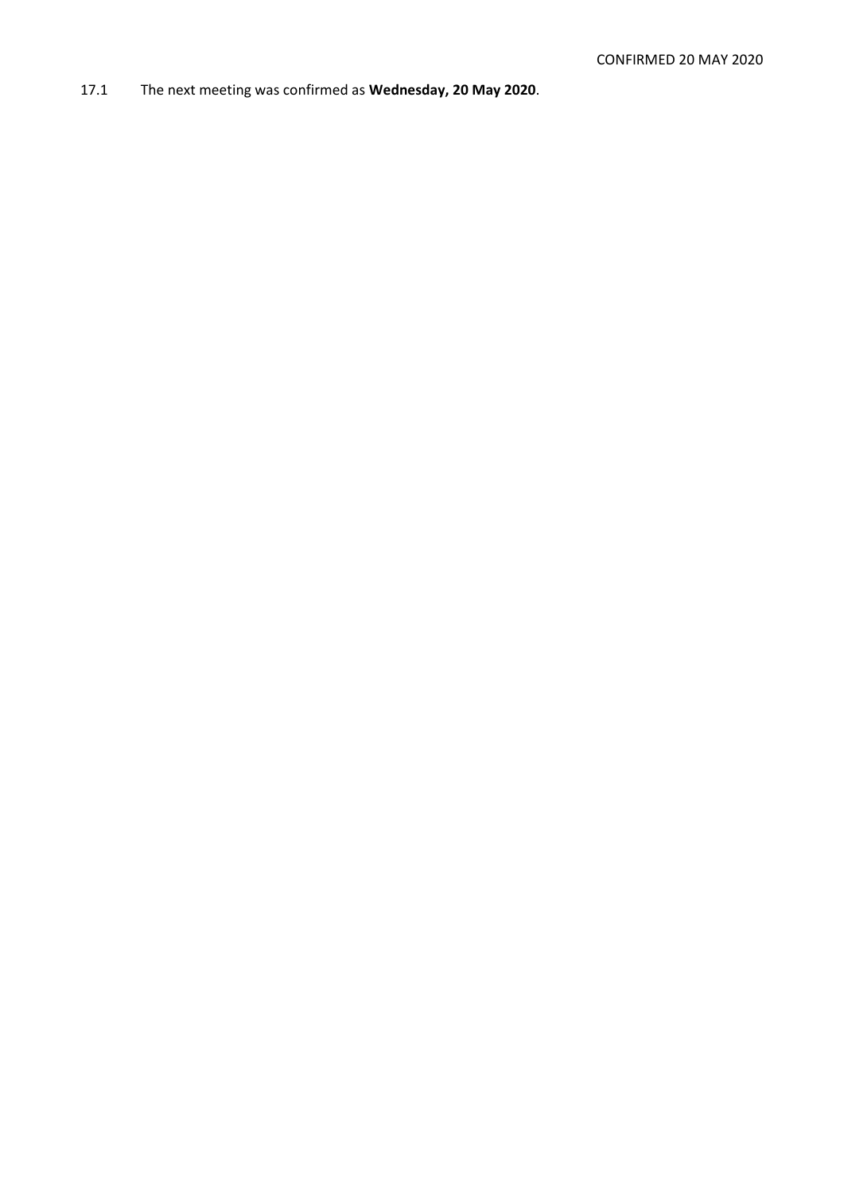17.1 The next meeting was confirmed as **Wednesday, 20 May 2020**.